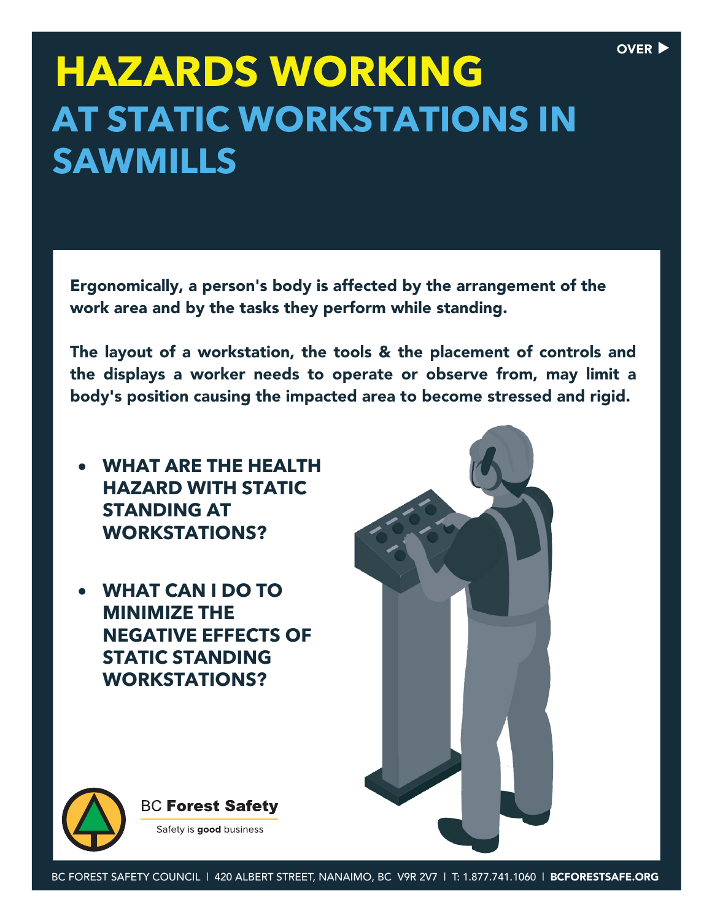# HAZARDS WORKING AT STATIC WORKSTATIONS IN SAWMILLS

**Ergonomically, a person's body is affected by the arrangement of the work area and by the tasks they perform while standing.**

**The layout of a workstation, the tools & the placement of controls and the displays a worker needs to operate or observe from, may limit a body's position causing the impacted area to become stressed and rigid.**

- **WHAT ARE THE HEALTH HAZARD WITH STATIC STANDING AT WORKSTATIONS?**
- **WHAT CAN I DO TO MINIMIZE THE NEGATIVE EFFECTS OF STATIC STANDING WORKSTATIONS?**

BC **Forest Safety**

Safety is **good** business

BC FOREST SAFETY COUNCIL | 420 ALBERT STREET, NANAIMO, BC V9R 2V7 | T: 1.877.741.1060 | **BCFORESTSAFE.ORG**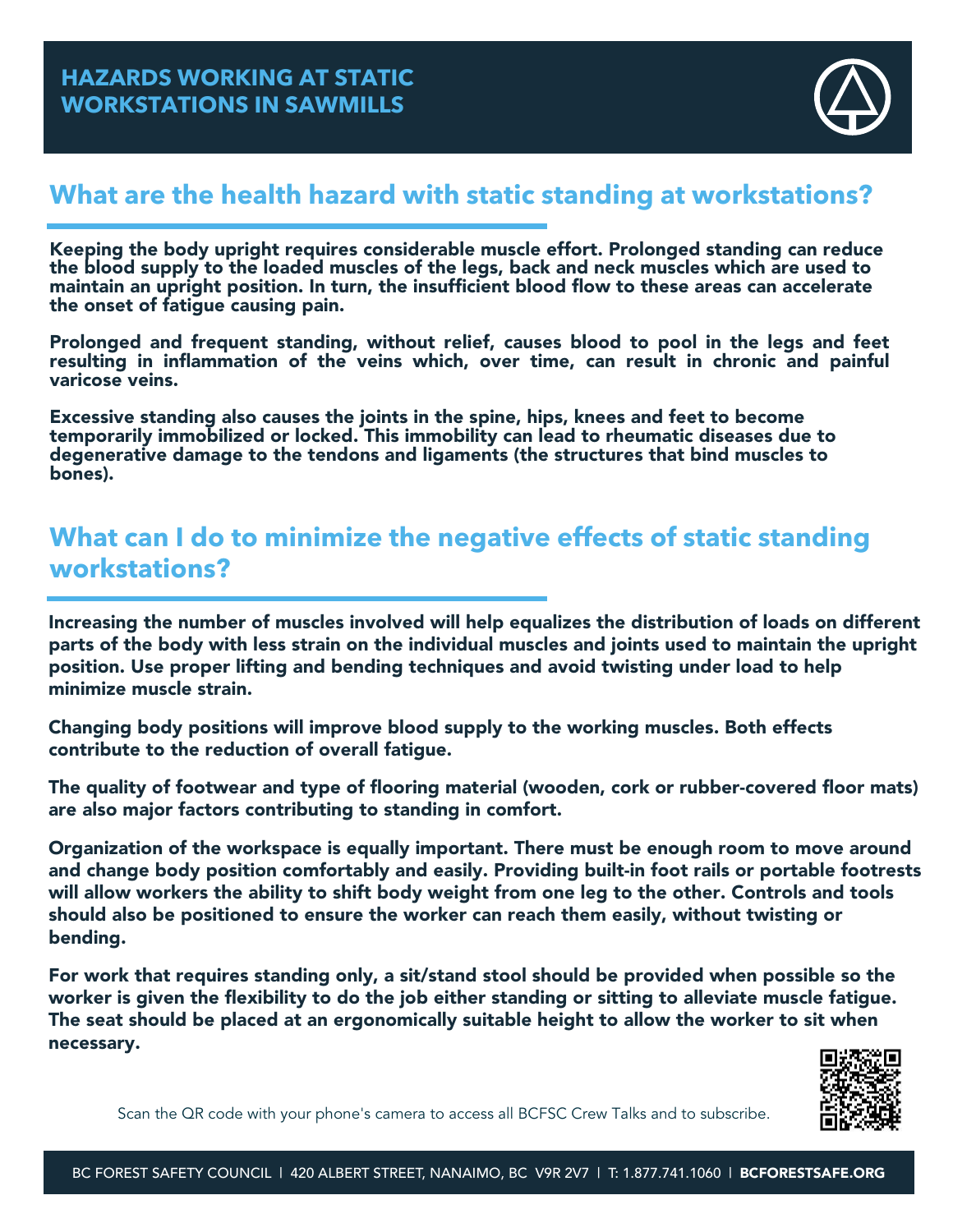# HAZARDS WORKING AT STATIC WORKSTATIONS IN SAWMILLS

## What are the health hazard with static standing at workstations?

**Keeping the body upright requires considerable muscle effort. Prolonged standing can reduce the blood supply to the loaded muscles of the legs, back and neck muscles which are used to maintain an upright position. In turn, the insufficient blood flow to these areas can accelerate the onset of fatigue causing pain.**

**Prolonged and frequent standing, without relief, causes blood to pool in the legs and feet resulting in inflammation of the veins which, over time, can result in chronic and painful varicose veins.**

**Excessive standing also causes the joints in the spine, hips, knees and feet to become temporarily immobilized or locked. This immobility can lead to rheumatic diseases due to degenerative damage to the tendons and ligaments (the structures that bind muscles to bones).**

## What can I do to minimize the negative effects of static standing workstations?

**Increasing the number of muscles involved will help equalizes the distribution of loads on different parts of the body with less strain on the individual muscles and joints used to maintain the upright position. Use proper lifting and bending techniques and avoid twisting under load to help minimize muscle strain.**

**Changing body positions will improve blood supply to the working muscles. Both effects contribute to the reduction of overall fatigue.**

**The quality of footwear and type of flooring material (wooden, cork or rubber-covered floor mats) are also major factors contributing to standing in comfort.**

**Organization of the workspace is equally important. There must be enough room to move around and change body position comfortably and easily. Providing built-in foot rails or portable footrests will allow workers the ability to shift body weight from one leg to the other. Controls and tools should also be positioned to ensure the worker can reach them easily, without twisting or bending.**

**For work that requires standing only, a sit/stand stool should be provided when possible so the worker is given the flexibility to do the job either standing or sitting to alleviate muscle fatigue. The seat should be placed at an ergonomically suitable height to allow the worker to sit when necessary.**

Scan the QR code with your phone's camera to access all BCFSC Crew Talks and to subscribe.

BC FOREST SAFETY COUNCIL | 420 ALBERT STREET, NANAIMO, BC V9R 2V7 | T: 1.877.741.1060 | **BCFORESTSAFE.ORG**